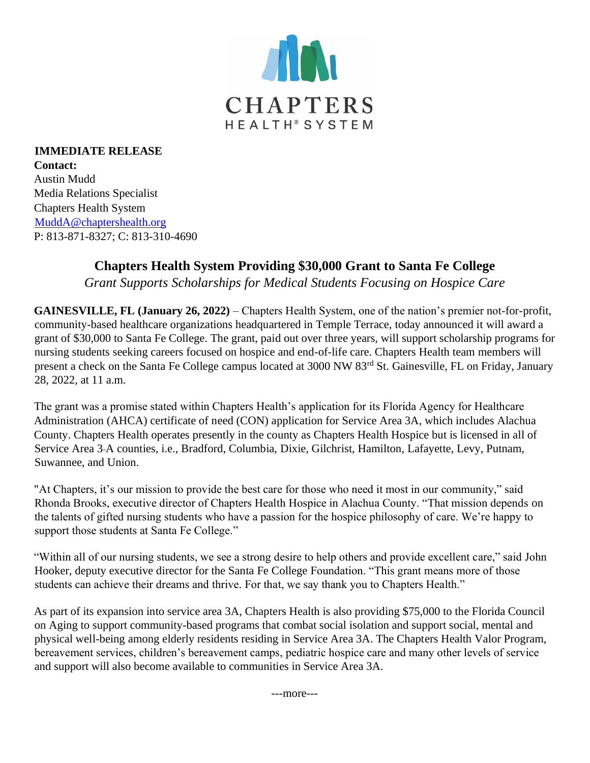CHAPTERS
HEALTH® SYSTEM

**IMMEDIATE RELEASE**
**Contact:**
Austin Mudd
Media Relations Specialist
Chapters Health System
MuddA@chaptershealth.org
P: 813-871-8327; C: 813-310-4690

## Chapters Health System Providing $30,000 Grant to Santa Fe College

*Grant Supports Scholarships for Medical Students Focusing on Hospice Care*

**GAINESVILLE, FL (January 26, 2022)** – Chapters Health System, one of the nation's premier not-for-profit, community-based healthcare organizations headquartered in Temple Terrace, today announced it will award a grant of $30,000 to Santa Fe College. The grant, paid out over three years, will support scholarship programs for nursing students seeking careers focused on hospice and end-of-life care. Chapters Health team members will present a check on the Santa Fe College campus located at 3000 NW 83rd St. Gainesville, FL on Friday, January 28, 2022, at 11 a.m.

The grant was a promise stated within Chapters Health's application for its Florida Agency for Healthcare Administration (AHCA) certificate of need (CON) application for Service Area 3A, which includes Alachua County. Chapters Health operates presently in the county as Chapters Health Hospice but is licensed in all of Service Area 3A counties, i.e., Bradford, Columbia, Dixie, Gilchrist, Hamilton, Lafayette, Levy, Putnam, Suwannee, and Union.

"At Chapters, it's our mission to provide the best care for those who need it most in our community," said Rhonda Brooks, executive director of Chapters Health Hospice in Alachua County. "That mission depends on the talents of gifted nursing students who have a passion for the hospice philosophy of care. We're happy to support those students at Santa Fe College."

"Within all of our nursing students, we see a strong desire to help others and provide excellent care," said John Hooker, deputy executive director for the Santa Fe College Foundation. "This grant means more of those students can achieve their dreams and thrive. For that, we say thank you to Chapters Health."

As part of its expansion into service area 3A, Chapters Health is also providing $75,000 to the Florida Council on Aging to support community-based programs that combat social isolation and support social, mental and physical well-being among elderly residents residing in Service Area 3A. The Chapters Health Valor Program, bereavement services, children's bereavement camps, pediatric hospice care and many other levels of service and support will also become available to communities in Service Area 3A.

---more---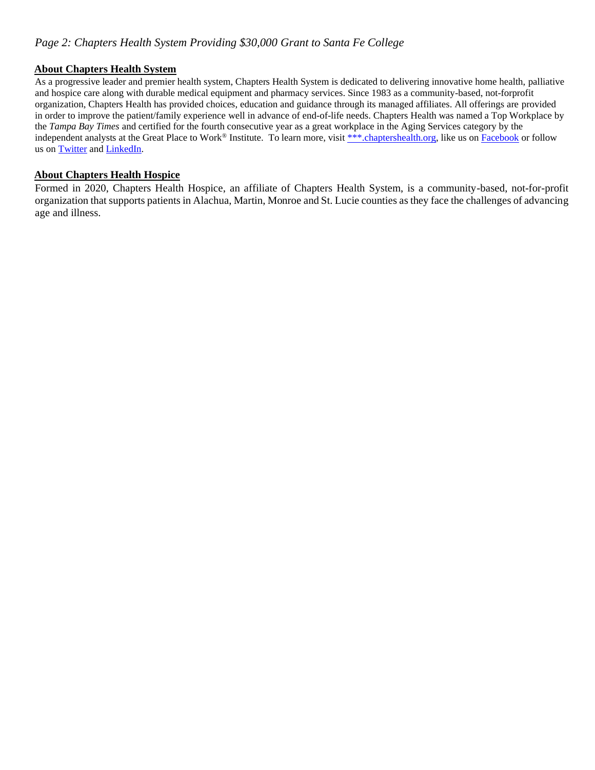*Page 2: Chapters Health System Providing $30,000 Grant to Santa Fe College*

## About Chapters Health System

As a progressive leader and premier health system, Chapters Health System is dedicated to delivering innovative home health, palliative and hospice care along with durable medical equipment and pharmacy services. Since 1983 as a community-based, not-forprofit organization, Chapters Health has provided choices, education and guidance through its managed affiliates. All offerings are provided in order to improve the patient/family experience well in advance of end-of-life needs. Chapters Health was named a Top Workplace by the *Tampa Bay Times* and certified for the fourth consecutive year as a great workplace in the Aging Services category by the independent analysts at the Great Place to Work® Institute. To learn more, visit ***.chaptershealth.org, like us on Facebook or follow us on Twitter and LinkedIn.

## About Chapters Health Hospice

Formed in 2020, Chapters Health Hospice, an affiliate of Chapters Health System, is a community-based, not-for-profit organization that supports patients in Alachua, Martin, Monroe and St. Lucie counties as they face the challenges of advancing age and illness.